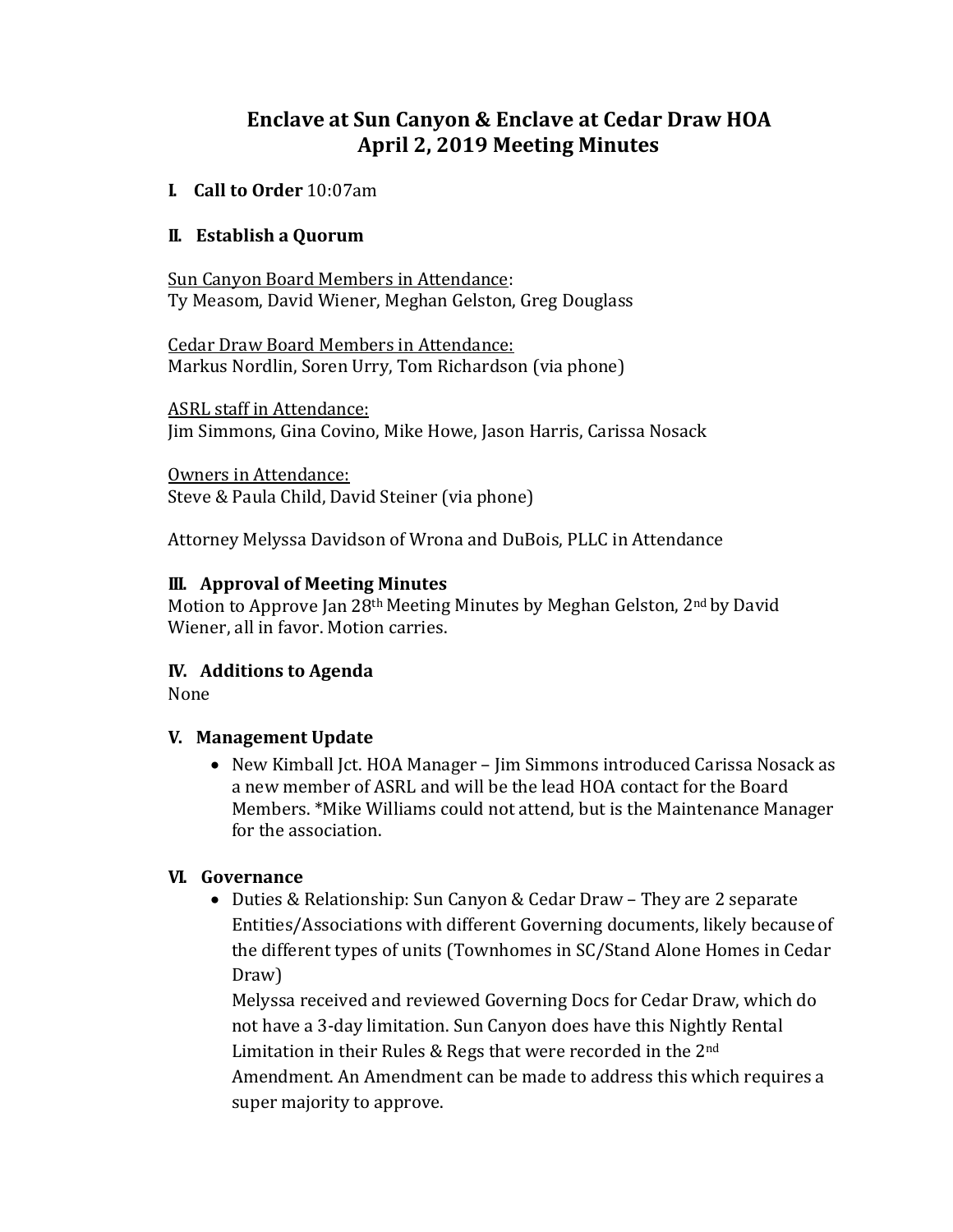# Enclave at Sun Canyon & Enclave at Cedar Draw HOA
# April 2, 2019 Meeting Minutes

## I. Call to Order 10:07am

## II. Establish a Quorum

Sun Canyon Board Members in Attendance:
Ty Measom, David Wiener, Meghan Gelston, Greg Douglass

Cedar Draw Board Members in Attendance:
Markus Nordlin, Soren Urry, Tom Richardson (via phone)

ASRL staff in Attendance:
Jim Simmons, Gina Covino, Mike Howe, Jason Harris, Carissa Nosack

Owners in Attendance:
Steve & Paula Child, David Steiner (via phone)

Attorney Melyssa Davidson of Wrona and DuBois, PLLC in Attendance

## III. Approval of Meeting Minutes

Motion to Approve Jan 28th Meeting Minutes by Meghan Gelston, 2nd by David Wiener, all in favor. Motion carries.

## IV. Additions to Agenda

None

## V. Management Update

- New Kimball Jct. HOA Manager – Jim Simmons introduced Carissa Nosack as a new member of ASRL and will be the lead HOA contact for the Board Members. *Mike Williams could not attend, but is the Maintenance Manager for the association.

## VI. Governance

- Duties & Relationship: Sun Canyon & Cedar Draw – They are 2 separate Entities/Associations with different Governing documents, likely because of the different types of units (Townhomes in SC/Stand Alone Homes in Cedar Draw)

  Melyssa received and reviewed Governing Docs for Cedar Draw, which do not have a 3-day limitation. Sun Canyon does have this Nightly Rental Limitation in their Rules & Regs that were recorded in the 2nd Amendment. An Amendment can be made to address this which requires a super majority to approve.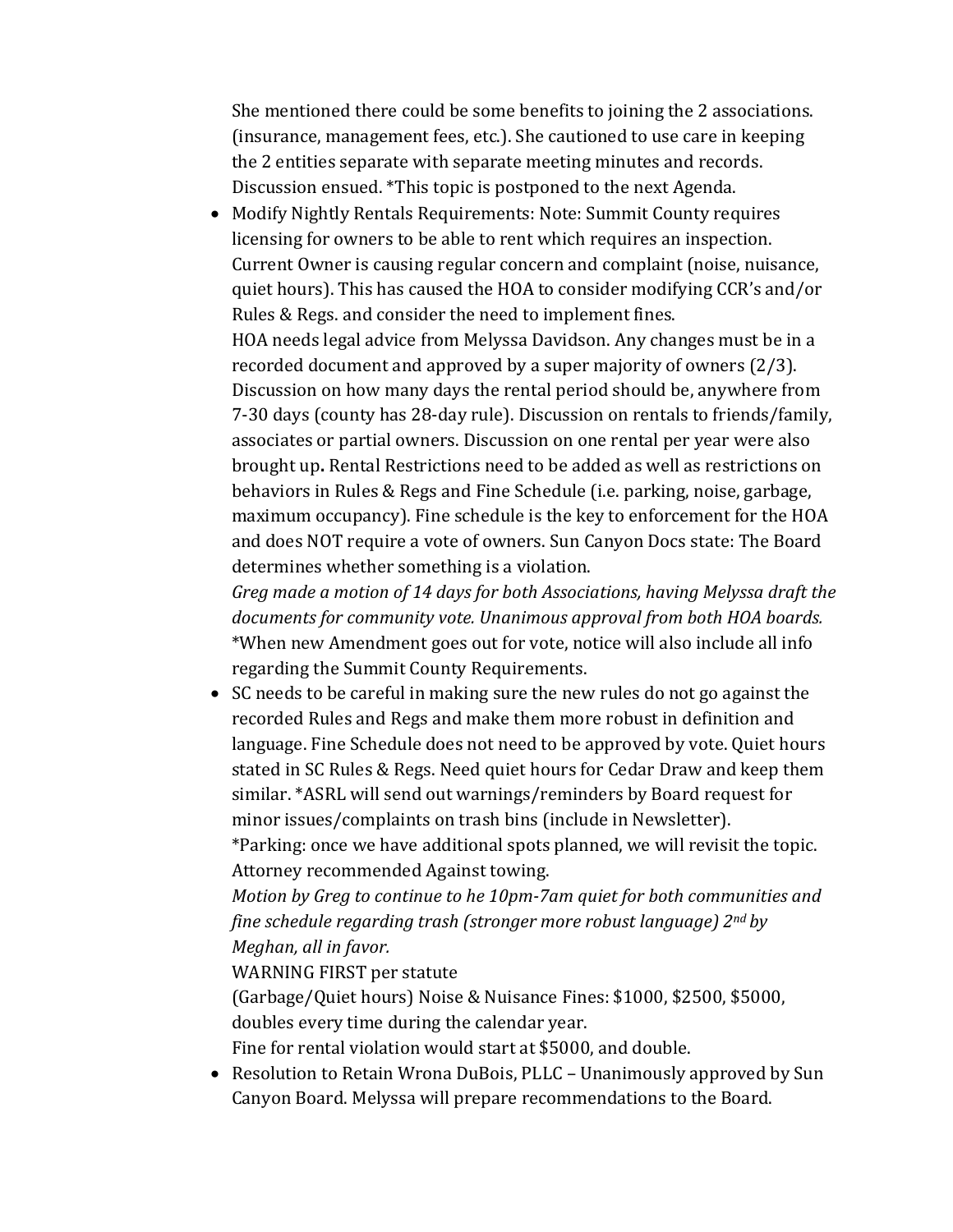She mentioned there could be some benefits to joining the 2 associations. (insurance, management fees, etc.). She cautioned to use care in keeping the 2 entities separate with separate meeting minutes and records. Discussion ensued. *This topic is postponed to the next Agenda.

- Modify Nightly Rentals Requirements: Note: Summit County requires licensing for owners to be able to rent which requires an inspection. Current Owner is causing regular concern and complaint (noise, nuisance, quiet hours). This has caused the HOA to consider modifying CCR's and/or Rules & Regs. and consider the need to implement fines.
  HOA needs legal advice from Melyssa Davidson. Any changes must be in a recorded document and approved by a super majority of owners (2/3). Discussion on how many days the rental period should be, anywhere from 7-30 days (county has 28-day rule). Discussion on rentals to friends/family, associates or partial owners. Discussion on one rental per year were also brought up**.** Rental Restrictions need to be added as well as restrictions on behaviors in Rules & Regs and Fine Schedule (i.e. parking, noise, garbage, maximum occupancy). Fine schedule is the key to enforcement for the HOA and does NOT require a vote of owners. Sun Canyon Docs state: The Board determines whether something is a violation.
  *Greg made a motion of 14 days for both Associations, having Melyssa draft the documents for community vote. Unanimous approval from both HOA boards.*
  *When new Amendment goes out for vote, notice will also include all info regarding the Summit County Requirements.
- SC needs to be careful in making sure the new rules do not go against the recorded Rules and Regs and make them more robust in definition and language. Fine Schedule does not need to be approved by vote. Quiet hours stated in SC Rules & Regs. Need quiet hours for Cedar Draw and keep them similar. *ASRL will send out warnings/reminders by Board request for minor issues/complaints on trash bins (include in Newsletter).
  *Parking: once we have additional spots planned, we will revisit the topic. Attorney recommended Against towing.
  *Motion by Greg to continue to he 10pm-7am quiet for both communities and fine schedule regarding trash (stronger more robust language) 2nd by Meghan, all in favor.*
  WARNING FIRST per statute
  (Garbage/Quiet hours) Noise & Nuisance Fines: $1000, $2500, $5000, doubles every time during the calendar year.
  Fine for rental violation would start at $5000, and double.
- Resolution to Retain Wrona DuBois, PLLC – Unanimously approved by Sun Canyon Board. Melyssa will prepare recommendations to the Board.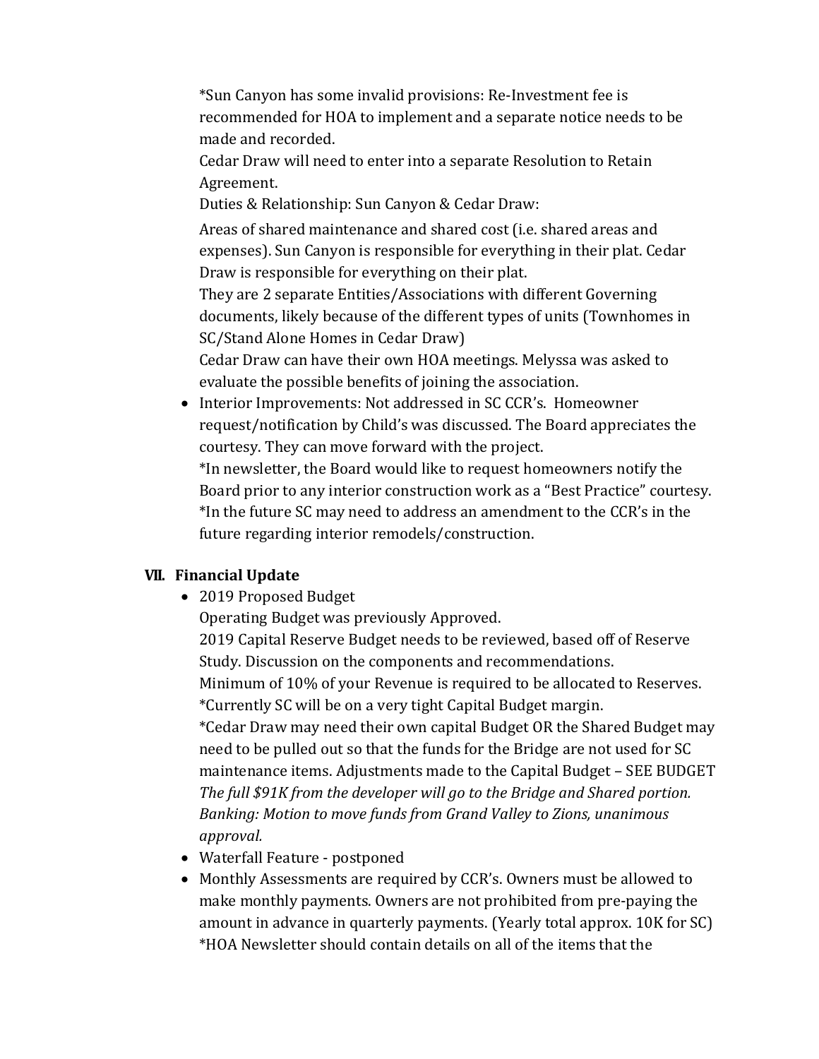*Sun Canyon has some invalid provisions: Re-Investment fee is recommended for HOA to implement and a separate notice needs to be made and recorded.
Cedar Draw will need to enter into a separate Resolution to Retain Agreement.
Duties & Relationship: Sun Canyon & Cedar Draw:
Areas of shared maintenance and shared cost (i.e. shared areas and expenses). Sun Canyon is responsible for everything in their plat. Cedar Draw is responsible for everything on their plat.
They are 2 separate Entities/Associations with different Governing documents, likely because of the different types of units (Townhomes in SC/Stand Alone Homes in Cedar Draw)
Cedar Draw can have their own HOA meetings. Melyssa was asked to evaluate the possible benefits of joining the association.

- Interior Improvements: Not addressed in SC CCR's. Homeowner request/notification by Child's was discussed. The Board appreciates the courtesy. They can move forward with the project.
  *In newsletter, the Board would like to request homeowners notify the Board prior to any interior construction work as a "Best Practice" courtesy.
  *In the future SC may need to address an amendment to the CCR's in the future regarding interior remodels/construction.

## VII. Financial Update

- 2019 Proposed Budget
  Operating Budget was previously Approved.
  2019 Capital Reserve Budget needs to be reviewed, based off of Reserve Study. Discussion on the components and recommendations.
  Minimum of 10% of your Revenue is required to be allocated to Reserves.
  *Currently SC will be on a very tight Capital Budget margin.
  *Cedar Draw may need their own capital Budget OR the Shared Budget may need to be pulled out so that the funds for the Bridge are not used for SC maintenance items. Adjustments made to the Capital Budget – SEE BUDGET
  *The full $91K from the developer will go to the Bridge and Shared portion.*
  *Banking: Motion to move funds from Grand Valley to Zions, unanimous approval.*
- Waterfall Feature - postponed
- Monthly Assessments are required by CCR's. Owners must be allowed to make monthly payments. Owners are not prohibited from pre-paying the amount in advance in quarterly payments. (Yearly total approx. 10K for SC)
  *HOA Newsletter should contain details on all of the items that the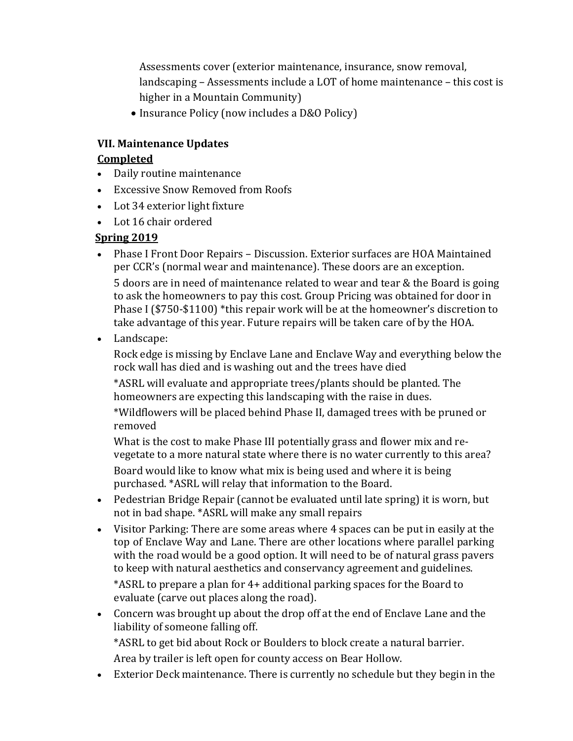Assessments cover (exterior maintenance, insurance, snow removal, landscaping – Assessments include a LOT of home maintenance – this cost is higher in a Mountain Community)

- Insurance Policy (now includes a D&O Policy)

### VII. Maintenance Updates

**Completed**

- Daily routine maintenance
- Excessive Snow Removed from Roofs
- Lot 34 exterior light fixture
- Lot 16 chair ordered

**Spring 2019**

- Phase I Front Door Repairs – Discussion. Exterior surfaces are HOA Maintained per CCR's (normal wear and maintenance). These doors are an exception.

  5 doors are in need of maintenance related to wear and tear & the Board is going to ask the homeowners to pay this cost. Group Pricing was obtained for door in Phase I ($750-$1100) *this repair work will be at the homeowner's discretion to take advantage of this year. Future repairs will be taken care of by the HOA.

- Landscape:

  Rock edge is missing by Enclave Lane and Enclave Way and everything below the rock wall has died and is washing out and the trees have died

  *ASRL will evaluate and appropriate trees/plants should be planted. The homeowners are expecting this landscaping with the raise in dues.

  *Wildflowers will be placed behind Phase II, damaged trees with be pruned or removed

  What is the cost to make Phase III potentially grass and flower mix and re-vegetate to a more natural state where there is no water currently to this area?

  Board would like to know what mix is being used and where it is being purchased. *ASRL will relay that information to the Board.

- Pedestrian Bridge Repair (cannot be evaluated until late spring) it is worn, but not in bad shape. *ASRL will make any small repairs

- Visitor Parking: There are some areas where 4 spaces can be put in easily at the top of Enclave Way and Lane. There are other locations where parallel parking with the road would be a good option. It will need to be of natural grass pavers to keep with natural aesthetics and conservancy agreement and guidelines.

  *ASRL to prepare a plan for 4+ additional parking spaces for the Board to evaluate (carve out places along the road).

- Concern was brought up about the drop off at the end of Enclave Lane and the liability of someone falling off.

  *ASRL to get bid about Rock or Boulders to block create a natural barrier.

  Area by trailer is left open for county access on Bear Hollow.

- Exterior Deck maintenance. There is currently no schedule but they begin in the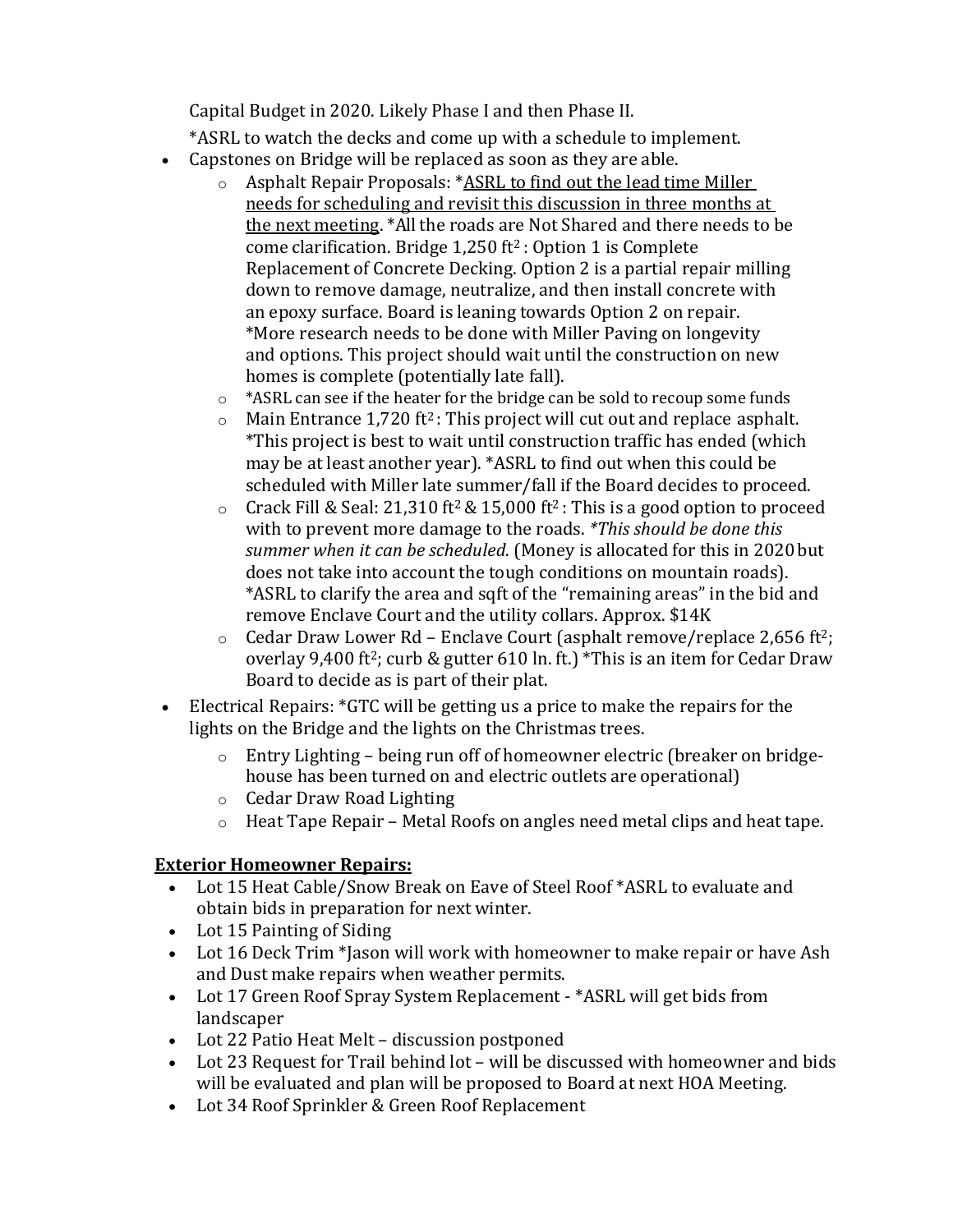Capital Budget in 2020. Likely Phase I and then Phase II.

*ASRL to watch the decks and come up with a schedule to implement.

- Capstones on Bridge will be replaced as soon as they are able.
    - Asphalt Repair Proposals: *<u>ASRL to find out the lead time Miller needs for scheduling and revisit this discussion in three months at the next meeting</u>. *All the roads are Not Shared and there needs to be come clarification. Bridge 1,250 $ft^2$ : Option 1 is Complete Replacement of Concrete Decking. Option 2 is a partial repair milling down to remove damage, neutralize, and then install concrete with an epoxy surface. Board is leaning towards Option 2 on repair. *More research needs to be done with Miller Paving on longevity and options. This project should wait until the construction on new homes is complete (potentially late fall).
    - *ASRL can see if the heater for the bridge can be sold to recoup some funds
    - Main Entrance 1,720 $ft^2$ : This project will cut out and replace asphalt. *This project is best to wait until construction traffic has ended (which may be at least another year). *ASRL to find out when this could be scheduled with Miller late summer/fall if the Board decides to proceed.
    - Crack Fill & Seal: 21,310 $ft^2$ & 15,000 $ft^2$ : This is a good option to proceed with to prevent more damage to the roads. *\*This should be done this summer when it can be scheduled.* (Money is allocated for this in 2020 but does not take into account the tough conditions on mountain roads). *ASRL to clarify the area and sqft of the "remaining areas" in the bid and remove Enclave Court and the utility collars. Approx. $14K
    - Cedar Draw Lower Rd – Enclave Court (asphalt remove/replace 2,656 $ft^2$; overlay 9,400 $ft^2$; curb & gutter 610 ln. ft.) *This is an item for Cedar Draw Board to decide as is part of their plat.
- Electrical Repairs: *GTC will be getting us a price to make the repairs for the lights on the Bridge and the lights on the Christmas trees.
    - Entry Lighting – being run off of homeowner electric (breaker on bridge-house has been turned on and electric outlets are operational)
    - Cedar Draw Road Lighting
    - Heat Tape Repair – Metal Roofs on angles need metal clips and heat tape.

**<u>Exterior Homeowner Repairs:</u>**

- Lot 15 Heat Cable/Snow Break on Eave of Steel Roof *ASRL to evaluate and obtain bids in preparation for next winter.
- Lot 15 Painting of Siding
- Lot 16 Deck Trim *Jason will work with homeowner to make repair or have Ash and Dust make repairs when weather permits.
- Lot 17 Green Roof Spray System Replacement - *ASRL will get bids from landscaper
- Lot 22 Patio Heat Melt – discussion postponed
- Lot 23 Request for Trail behind lot – will be discussed with homeowner and bids will be evaluated and plan will be proposed to Board at next HOA Meeting.
- Lot 34 Roof Sprinkler & Green Roof Replacement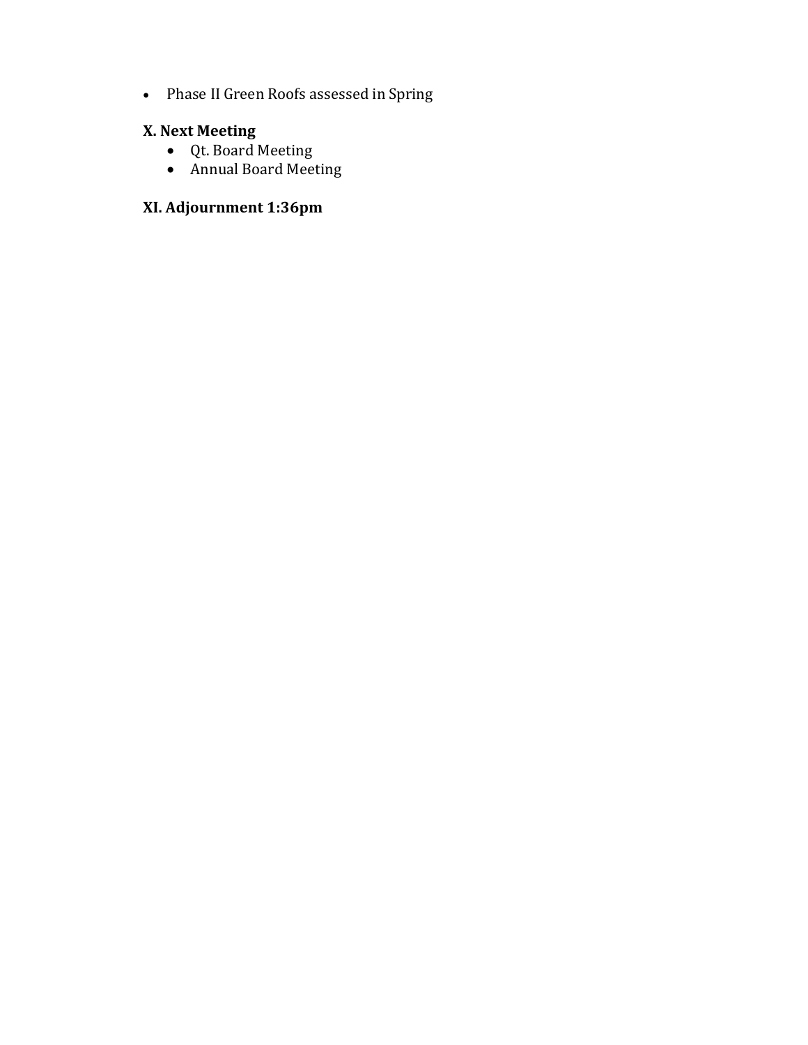- Phase II Green Roofs assessed in Spring

**X. Next Meeting**

- Qt. Board Meeting
- Annual Board Meeting

**XI. Adjournment 1:36pm**